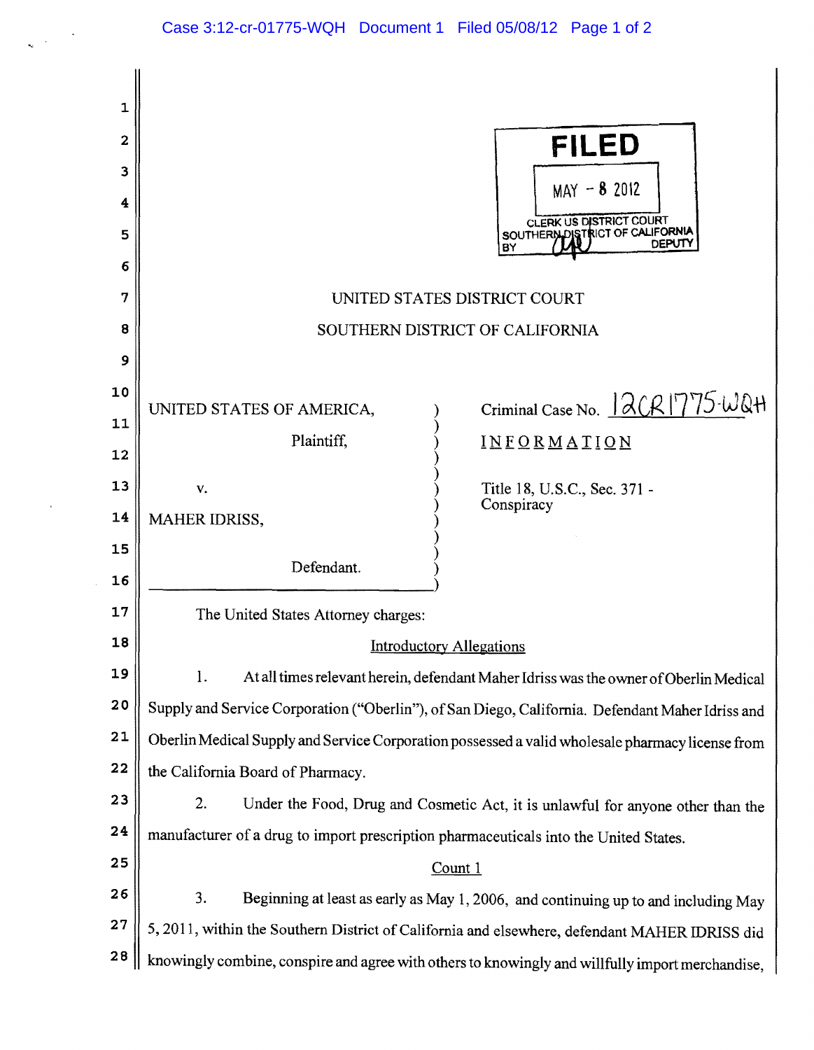FILED

MAY - 8 2012

CLERK US DISTRICT COURT
SOUTHERN DISTRICT OF CALIFORNIA
BY DEPUTY

UNITED STATES DISTRICT COURT

SOUTHERN DISTRICT OF CALIFORNIA

| | |
|---|---|
| UNITED STATES OF AMERICA, Plaintiff, v. MAHER IDRISS, Defendant. | Criminal Case No. 12CR1775-WQH<br>INFORMATION<br>Title 18, U.S.C., Sec. 371 - Conspiracy |

The United States Attorney charges:

Introductory Allegations

1. At all times relevant herein, defendant Maher Idriss was the owner of Oberlin Medical Supply and Service Corporation ("Oberlin"), of San Diego, California. Defendant Maher Idriss and Oberlin Medical Supply and Service Corporation possessed a valid wholesale pharmacy license from the California Board of Pharmacy.

2. Under the Food, Drug and Cosmetic Act, it is unlawful for anyone other than the manufacturer of a drug to import prescription pharmaceuticals into the United States.

Count 1

3. Beginning at least as early as May 1, 2006, and continuing up to and including May 5, 2011, within the Southern District of California and elsewhere, defendant MAHER IDRISS did knowingly combine, conspire and agree with others to knowingly and willfully import merchandise,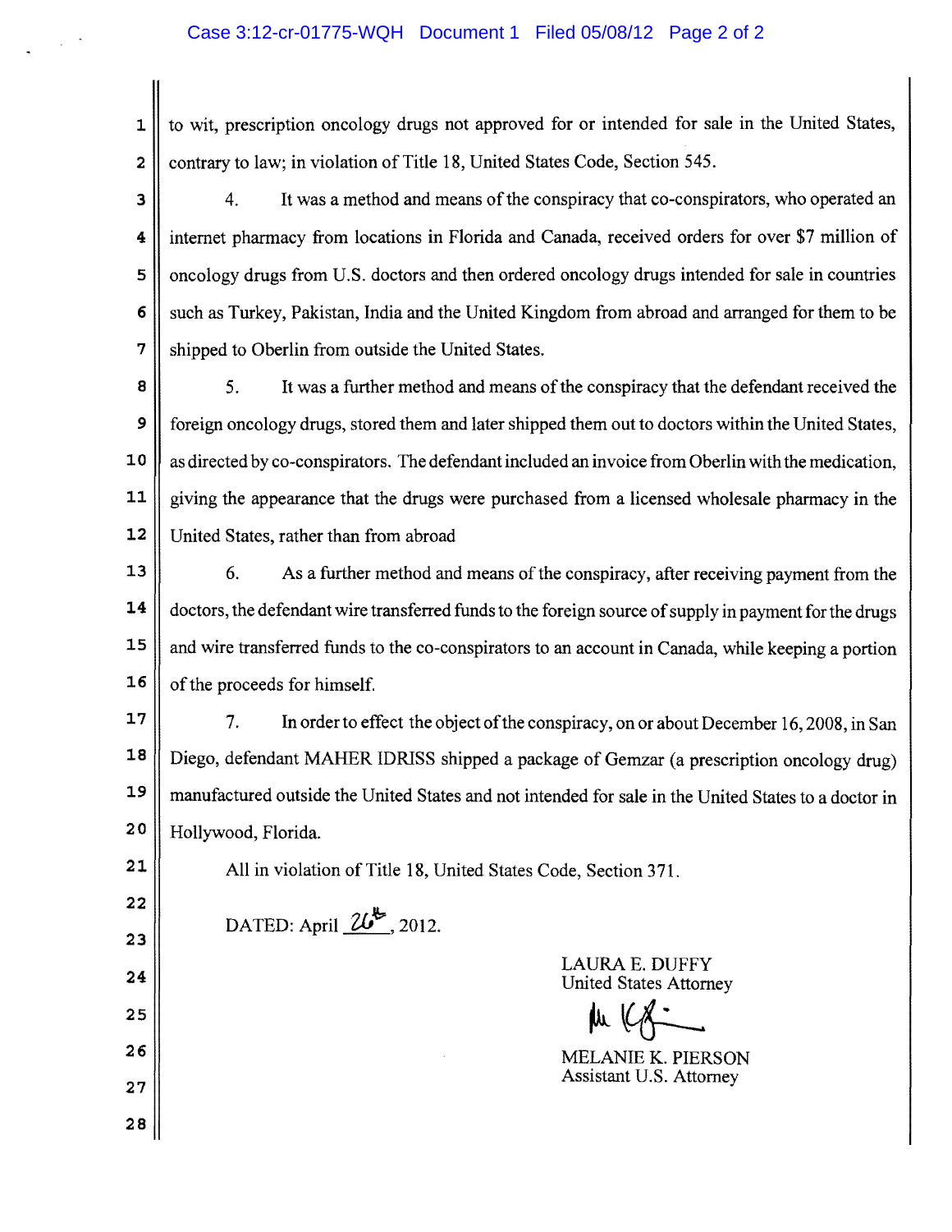to wit, prescription oncology drugs not approved for or intended for sale in the United States, contrary to law; in violation of Title 18, United States Code, Section 545.

4. It was a method and means of the conspiracy that co-conspirators, who operated an internet pharmacy from locations in Florida and Canada, received orders for over $7 million of oncology drugs from U.S. doctors and then ordered oncology drugs intended for sale in countries such as Turkey, Pakistan, India and the United Kingdom from abroad and arranged for them to be shipped to Oberlin from outside the United States.

5. It was a further method and means of the conspiracy that the defendant received the foreign oncology drugs, stored them and later shipped them out to doctors within the United States, as directed by co-conspirators. The defendant included an invoice from Oberlin with the medication, giving the appearance that the drugs were purchased from a licensed wholesale pharmacy in the United States, rather than from abroad

6. As a further method and means of the conspiracy, after receiving payment from the doctors, the defendant wire transferred funds to the foreign source of supply in payment for the drugs and wire transferred funds to the co-conspirators to an account in Canada, while keeping a portion of the proceeds for himself.

7. In order to effect the object of the conspiracy, on or about December 16, 2008, in San Diego, defendant MAHER IDRISS shipped a package of Gemzar (a prescription oncology drug) manufactured outside the United States and not intended for sale in the United States to a doctor in Hollywood, Florida.

All in violation of Title 18, United States Code, Section 371.

DATED: April 26th, 2012.

LAURA E. DUFFY
United States Attorney

MELANIE K. PIERSON
Assistant U.S. Attorney